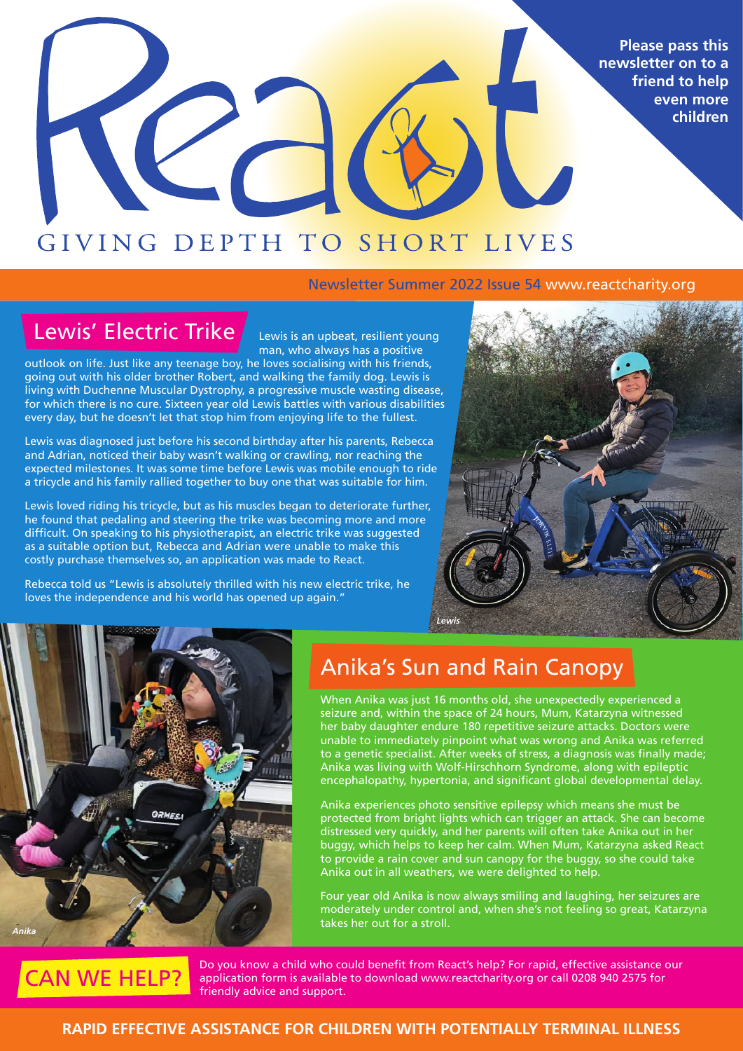# React

GIVING DEPTH TO SHORT LIVES

**Please pass this newsletter on to a friend to help even more children**

Newsletter Summer 2022 Issue 54 www.reactcharity.org

## Lewis' Electric Trike

Lewis is an upbeat, resilient young man, who always has a positive outlook on life. Just like any teenage boy, he loves socialising with his friends, going out with his older brother Robert, and walking the family dog. Lewis is living with Duchenne Muscular Dystrophy, a progressive muscle wasting disease, for which there is no cure. Sixteen year old Lewis battles with various disabilities every day, but he doesn't let that stop him from enjoying life to the fullest.

Lewis was diagnosed just before his second birthday after his parents, Rebecca and Adrian, noticed their baby wasn't walking or crawling, nor reaching the expected milestones. It was some time before Lewis was mobile enough to ride a tricycle and his family rallied together to buy one that was suitable for him.

Lewis loved riding his tricycle, but as his muscles began to deteriorate further, he found that pedaling and steering the trike was becoming more and more difficult. On speaking to his physiotherapist, an electric trike was suggested as a suitable option but, Rebecca and Adrian were unable to make this costly purchase themselves so, an application was made to React.

Rebecca told us "Lewis is absolutely thrilled with his new electric trike, he loves the independence and his world has opened up again."

*Lewis*

## Anika's Sun and Rain Canopy

When Anika was just 16 months old, she unexpectedly experienced a seizure and, within the space of 24 hours, Mum, Katarzyna witnessed her baby daughter endure 180 repetitive seizure attacks. Doctors were unable to immediately pinpoint what was wrong and Anika was referred to a genetic specialist. After weeks of stress, a diagnosis was finally made; Anika was living with Wolf-Hirschhorn Syndrome, along with epileptic encephalopathy, hypertonia, and significant global developmental delay.

Anika experiences photo sensitive epilepsy which means she must be protected from bright lights which can trigger an attack. She can become distressed very quickly, and her parents will often take Anika out in her buggy, which helps to keep her calm. When Mum, Katarzyna asked React to provide a rain cover and sun canopy for the buggy, so she could take Anika out in all weathers, we were delighted to help.

Four year old Anika is now always smiling and laughing, her seizures are moderately under control and, when she's not feeling so great, Katarzyna takes her out for a stroll.

*Anika*

## CAN WE HELP?

Do you know a child who could benefit from React's help? For rapid, effective assistance our application form is available to download www.reactcharity.org or call 0208 940 2575 for friendly advice and support.

**RAPID EFFECTIVE ASSISTANCE FOR CHILDREN WITH POTENTIALLY TERMINAL ILLNESS**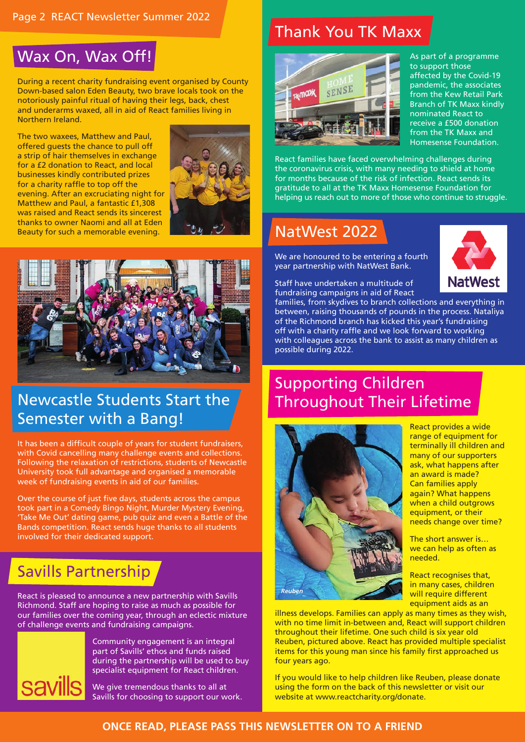## Wax On, Wax Off!

During a recent charity fundraising event organised by County Down-based salon Eden Beauty, two brave locals took on the notoriously painful ritual of having their legs, back, chest and underarms waxed, all in aid of React families living in Northern Ireland.

The two waxees, Matthew and Paul, offered guests the chance to pull off a strip of hair themselves in exchange for a £2 donation to React, and local businesses kindly contributed prizes for a charity raffle to top off the evening. After an excruciating night for Matthew and Paul, a fantastic £1,308 was raised and React sends its sincerest thanks to owner Naomi and all at Eden Beauty for such a memorable evening.

## Newcastle Students Start the Semester with a Bang!

It has been a difficult couple of years for student fundraisers, with Covid cancelling many challenge events and collections. Following the relaxation of restrictions, students of Newcastle University took full advantage and organised a memorable week of fundraising events in aid of our families.

Over the course of just five days, students across the campus took part in a Comedy Bingo Night, Murder Mystery Evening, 'Take Me Out' dating game, pub quiz and even a Battle of the Bands competition. React sends huge thanks to all students involved for their dedicated support.

## Savills Partnership

React is pleased to announce a new partnership with Savills Richmond. Staff are hoping to raise as much as possible for our families over the coming year, through an eclectic mixture of challenge events and fundraising campaigns.

Community engagement is an integral part of Savills' ethos and funds raised during the partnership will be used to buy specialist equipment for React children.

We give tremendous thanks to all at Savills for choosing to support our work.

## Thank You TK Maxx

As part of a programme to support those affected by the Covid-19 pandemic, the associates from the Kew Retail Park Branch of TK Maxx kindly nominated React to receive a £500 donation from the TK Maxx and Homesense Foundation.

React families have faced overwhelming challenges during the coronavirus crisis, with many needing to shield at home for months because of the risk of infection. React sends its gratitude to all at the TK Maxx Homesense Foundation for helping us reach out to more of those who continue to struggle.

## NatWest 2022

We are honoured to be entering a fourth year partnership with NatWest Bank.

Staff have undertaken a multitude of fundraising campaigns in aid of React families, from skydives to branch collections and everything in between, raising thousands of pounds in the process. Nataliya of the Richmond branch has kicked this year's fundraising off with a charity raffle and we look forward to working with colleagues across the bank to assist as many children as possible during 2022.

## Supporting Children Throughout Their Lifetime

*Reuben*

React provides a wide range of equipment for terminally ill children and many of our supporters ask, what happens after an award is made? Can families apply again? What happens when a child outgrows equipment, or their needs change over time?

The short answer is… we can help as often as needed.

React recognises that, in many cases, children will require different equipment aids as an illness develops. Families can apply as many times as they wish, with no time limit in-between and, React will support children throughout their lifetime. One such child is six year old Reuben, pictured above. React has provided multiple specialist items for this young man since his family first approached us four years ago.

If you would like to help children like Reuben, please donate using the form on the back of this newsletter or visit our website at www.reactcharity.org/donate.

**ONCE READ, PLEASE PASS THIS NEWSLETTER ON TO A FRIEND**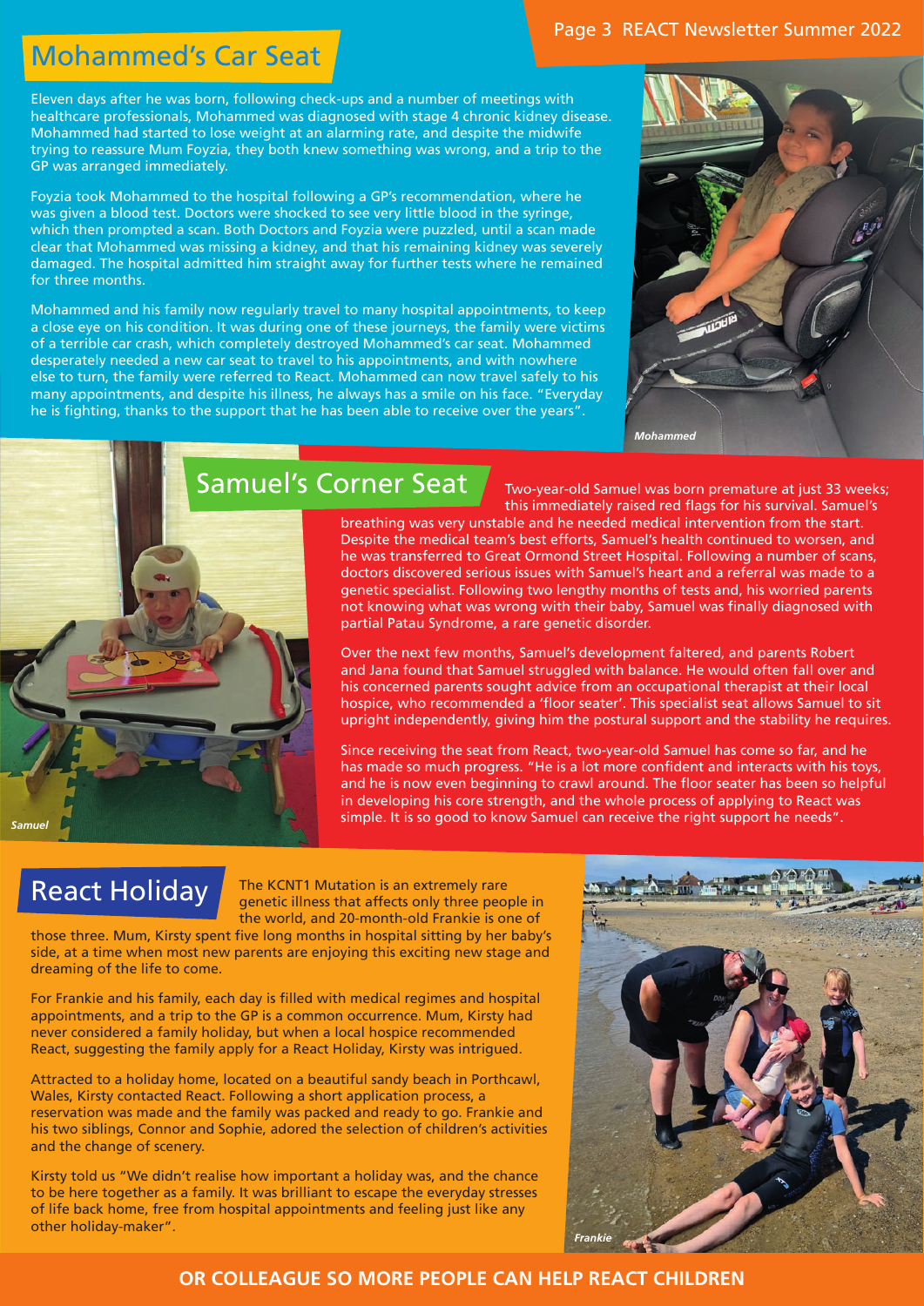## Mohammed's Car Seat

Eleven days after he was born, following check-ups and a number of meetings with healthcare professionals, Mohammed was diagnosed with stage 4 chronic kidney disease. Mohammed had started to lose weight at an alarming rate, and despite the midwife trying to reassure Mum Foyzia, they both knew something was wrong, and a trip to the GP was arranged immediately.

Foyzia took Mohammed to the hospital following a GP's recommendation, where he was given a blood test. Doctors were shocked to see very little blood in the syringe, which then prompted a scan. Both Doctors and Foyzia were puzzled, until a scan made clear that Mohammed was missing a kidney, and that his remaining kidney was severely damaged. The hospital admitted him straight away for further tests where he remained for three months.

Mohammed and his family now regularly travel to many hospital appointments, to keep a close eye on his condition. It was during one of these journeys, the family were victims of a terrible car crash, which completely destroyed Mohammed's car seat. Mohammed desperately needed a new car seat to travel to his appointments, and with nowhere else to turn, the family were referred to React. Mohammed can now travel safely to his many appointments, and despite his illness, he always has a smile on his face. "Everyday he is fighting, thanks to the support that he has been able to receive over the years".

*Mohammed*

## Samuel's Corner Seat

Two-year-old Samuel was born premature at just 33 weeks; this immediately raised red flags for his survival. Samuel's breathing was very unstable and he needed medical intervention from the start. Despite the medical team's best efforts, Samuel's health continued to worsen, and he was transferred to Great Ormond Street Hospital. Following a number of scans, doctors discovered serious issues with Samuel's heart and a referral was made to a genetic specialist. Following two lengthy months of tests and, his worried parents not knowing what was wrong with their baby, Samuel was finally diagnosed with partial Patau Syndrome, a rare genetic disorder.

Over the next few months, Samuel's development faltered, and parents Robert and Jana found that Samuel struggled with balance. He would often fall over and his concerned parents sought advice from an occupational therapist at their local hospice, who recommended a 'floor seater'. This specialist seat allows Samuel to sit upright independently, giving him the postural support and the stability he requires.

Since receiving the seat from React, two-year-old Samuel has come so far, and he has made so much progress. "He is a lot more confident and interacts with his toys, and he is now even beginning to crawl around. The floor seater has been so helpful in developing his core strength, and the whole process of applying to React was simple. It is so good to know Samuel can receive the right support he needs".

*Samuel*

## React Holiday

The KCNT1 Mutation is an extremely rare genetic illness that affects only three people in the world, and 20-month-old Frankie is one of those three. Mum, Kirsty spent five long months in hospital sitting by her baby's side, at a time when most new parents are enjoying this exciting new stage and dreaming of the life to come.

For Frankie and his family, each day is filled with medical regimes and hospital appointments, and a trip to the GP is a common occurrence. Mum, Kirsty had never considered a family holiday, but when a local hospice recommended React, suggesting the family apply for a React Holiday, Kirsty was intrigued.

Attracted to a holiday home, located on a beautiful sandy beach in Porthcawl, Wales, Kirsty contacted React. Following a short application process, a reservation was made and the family was packed and ready to go. Frankie and his two siblings, Connor and Sophie, adored the selection of children's activities and the change of scenery.

Kirsty told us "We didn't realise how important a holiday was, and the chance to be here together as a family. It was brilliant to escape the everyday stresses of life back home, free from hospital appointments and feeling just like any other holiday-maker".

*Frankie*

**OR COLLEAGUE SO MORE PEOPLE CAN HELP REACT CHILDREN**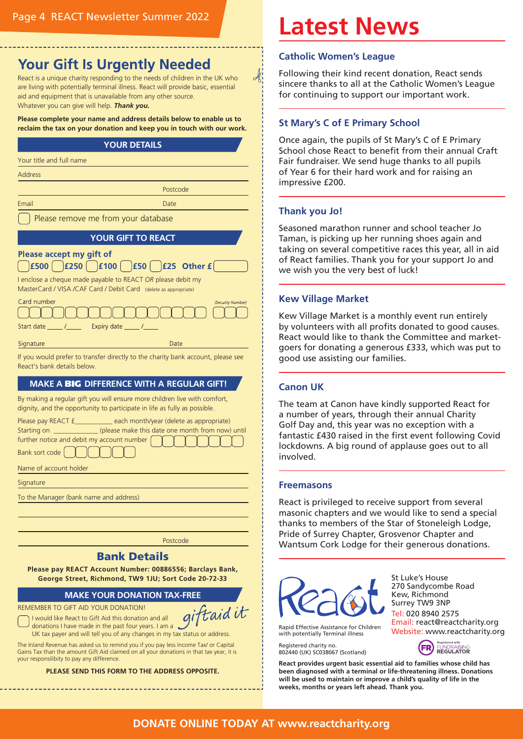## Your Gift Is Urgently Needed

React is a unique charity responding to the needs of children in the UK who are living with potentially terminal illness. React will provide basic, essential aid and equipment that is unavailable from any other source. Whatever you can give will help. ***Thank you.***

**Please complete your name and address details below to enable us to reclaim the tax on your donation and keep you in touch with our work.**

### YOUR DETAILS

Your title and full name

Address

Postcode

Email

Date

☐ Please remove me from your database

### YOUR GIFT TO REACT

**Please accept my gift of**

☐ **£500** ☐ **£250** ☐ **£100** ☐ **£50** ☐ **£25** **Other £** ☐

I enclose a cheque made payable to REACT *OR* please debit my MasterCard / VISA /CAF Card / Debit Card (delete as appropriate)

Card number (Security Number)

Start date ____ /____ Expiry date ____ /____

Signature

Date

If you would prefer to transfer directly to the charity bank account, please see React's bank details below.

### MAKE A BIG DIFFERENCE WITH A REGULAR GIFT!

By making a regular gift you will ensure more children live with comfort, dignity, and the opportunity to participate in life as fully as possible.

Please pay REACT £__________ each month/year (delete as appropriate) Starting on ____________ (please make this date one month from now) until further notice and debit my account number

Bank sort code

Name of account holder

Signature

To the Manager (bank name and address)

Postcode

### Bank Details

**Please pay REACT Account Number: 00886556; Barclays Bank, George Street, Richmond, TW9 1JU; Sort Code 20-72-33**

### MAKE YOUR DONATION TAX-FREE

REMEMBER TO GIFT AID YOUR DONATION!

giftaid it

☐ I would like React to Gift Aid this donation and all donations I have made in the past four years. I am a UK tax payer and will tell you of any changes in my tax status or address.

The Inland Revenue has asked us to remind you if you pay less Income Tax/ or Capital Gains Tax than the amount Gift Aid claimed on all your donations in that tax year, it is your responsilibity to pay any difference.

**PLEASE SEND THIS FORM TO THE ADDRESS OPPOSITE.**

# Latest News

### Catholic Women's League

Following their kind recent donation, React sends sincere thanks to all at the Catholic Women's League for continuing to support our important work.

### St Mary's C of E Primary School

Once again, the pupils of St Mary's C of E Primary School chose React to benefit from their annual Craft Fair fundraiser. We send huge thanks to all pupils of Year 6 for their hard work and for raising an impressive £200.

### Thank you Jo!

Seasoned marathon runner and school teacher Jo Taman, is picking up her running shoes again and taking on several competitive races this year, all in aid of React families. Thank you for your support Jo and we wish you the very best of luck!

### Kew Village Market

Kew Village Market is a monthly event run entirely by volunteers with all profits donated to good causes. React would like to thank the Committee and market-goers for donating a generous £333, which was put to good use assisting our families.

### Canon UK

The team at Canon have kindly supported React for a number of years, through their annual Charity Golf Day and, this year was no exception with a fantastic £430 raised in the first event following Covid lockdowns. A big round of applause goes out to all involved.

### Freemasons

React is privileged to receive support from several masonic chapters and we would like to send a special thanks to members of the Star of Stoneleigh Lodge, Pride of Surrey Chapter, Grosvenor Chapter and Wantsum Cork Lodge for their generous donations.

React

Rapid Effective Assistance for Children with potentially Terminal illness

Registered charity no. 802440 (UK) SC038067 (Scotland)

St Luke's House
270 Sandycombe Road
Kew, Richmond
Surrey TW9 3NP

Tel: 020 8940 2575
Email: react@reactcharity.org
Website: www.reactcharity.org

Registered with FUNDRAISING REGULATOR

**React provides urgent basic essential aid to families whose child has been diagnosed with a terminal or life-threatening illness. Donations will be used to maintain or improve a child's quality of life in the weeks, months or years left ahead. Thank you.**

**DONATE ONLINE TODAY AT www.reactcharity.org**